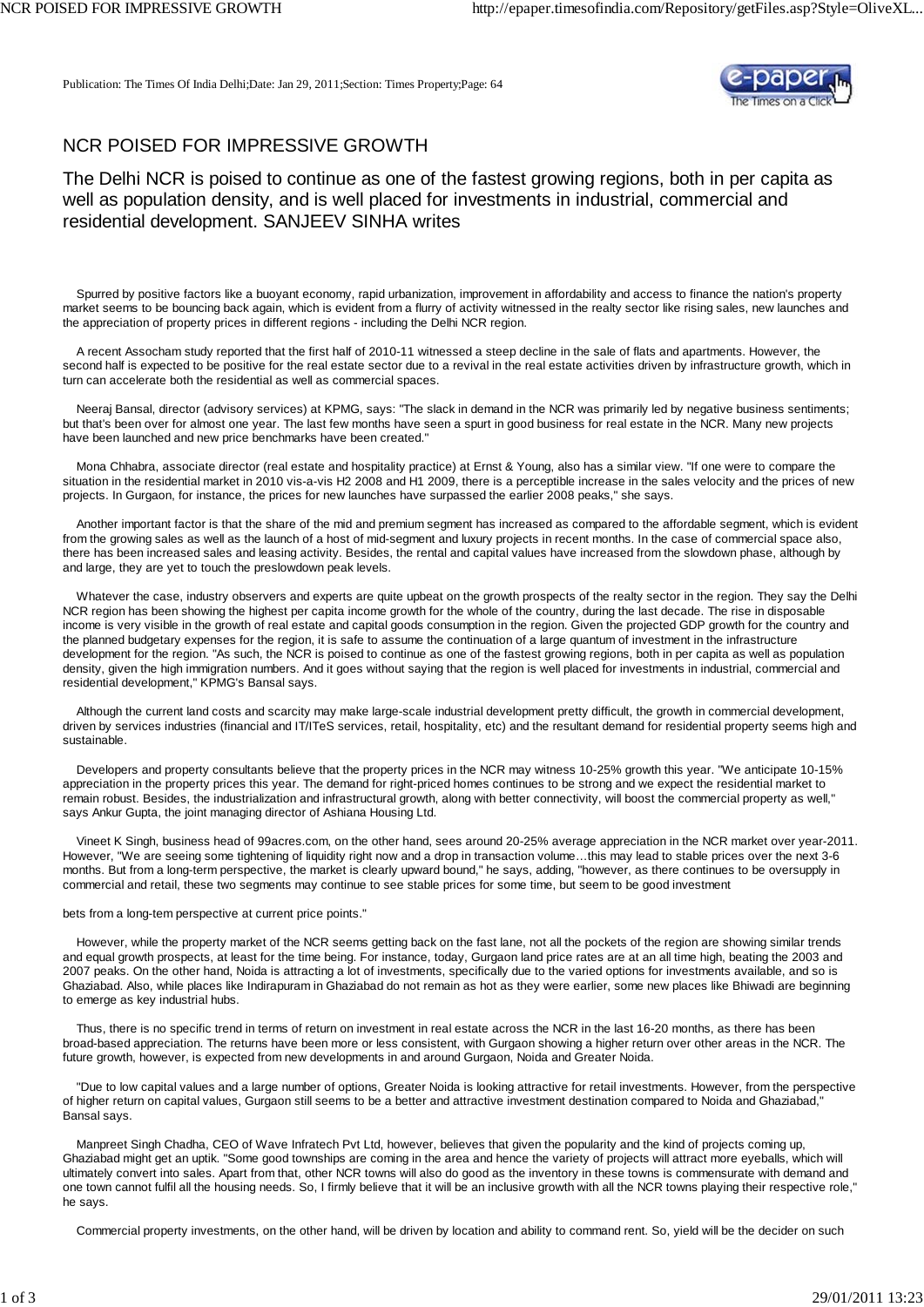Publication: The Times Of India Delhi;Date: Jan 29, 2011;Section: Times Property;Page: 64

# NCR POISED FOR IMPRESSIVE GROWTH

## The Delhi NCR is poised to continue as one of the fastest growing regions, both in per capita as well as population density, and is well placed for investments in industrial, commercial and residential development. SANJEEV SINHA writes

Spurred by positive factors like a buoyant economy, rapid urbanization, improvement in affordability and access to finance the nation's property market seems to be bouncing back again, which is evident from a flurry of activity witnessed in the realty sector like rising sales, new launches and the appreciation of property prices in different regions - including the Delhi NCR region.

A recent Assocham study reported that the first half of 2010-11 witnessed a steep decline in the sale of flats and apartments. However, the second half is expected to be positive for the real estate sector due to a revival in the real estate activities driven by infrastructure growth, which in turn can accelerate both the residential as well as commercial spaces.

Neeraj Bansal, director (advisory services) at KPMG, says: "The slack in demand in the NCR was primarily led by negative business sentiments; but that's been over for almost one year. The last few months have seen a spurt in good business for real estate in the NCR. Many new projects have been launched and new price benchmarks have been created."

Mona Chhabra, associate director (real estate and hospitality practice) at Ernst & Young, also has a similar view. "If one were to compare the situation in the residential market in 2010 vis-a-vis H2 2008 and H1 2009, there is a perceptible increase in the sales velocity and the prices of new projects. In Gurgaon, for instance, the prices for new launches have surpassed the earlier 2008 peaks," she says.

Another important factor is that the share of the mid and premium segment has increased as compared to the affordable segment, which is evident from the growing sales as well as the launch of a host of mid-segment and luxury projects in recent months. In the case of commercial space also, there has been increased sales and leasing activity. Besides, the rental and capital values have increased from the slowdown phase, although by and large, they are yet to touch the preslowdown peak levels.

Whatever the case, industry observers and experts are quite upbeat on the growth prospects of the realty sector in the region. They say the Delhi NCR region has been showing the highest per capita income growth for the whole of the country, during the last decade. The rise in disposable income is very visible in the growth of real estate and capital goods consumption in the region. Given the projected GDP growth for the country and the planned budgetary expenses for the region, it is safe to assume the continuation of a large quantum of investment in the infrastructure development for the region. "As such, the NCR is poised to continue as one of the fastest growing regions, both in per capita as well as population density, given the high immigration numbers. And it goes without saying that the region is well placed for investments in industrial, commercial and residential development," KPMG's Bansal says.

Although the current land costs and scarcity may make large-scale industrial development pretty difficult, the growth in commercial development, driven by services industries (financial and IT/ITeS services, retail, hospitality, etc) and the resultant demand for residential property seems high and sustainable.

Developers and property consultants believe that the property prices in the NCR may witness 10-25% growth this year. "We anticipate 10-15% appreciation in the property prices this year. The demand for right-priced homes continues to be strong and we expect the residential market to remain robust. Besides, the industrialization and infrastructural growth, along with better connectivity, will boost the commercial property as well," says Ankur Gupta, the joint managing director of Ashiana Housing Ltd.

Vineet K Singh, business head of 99acres.com, on the other hand, sees around 20-25% average appreciation in the NCR market over year-2011. However, "We are seeing some tightening of liquidity right now and a drop in transaction volume…this may lead to stable prices over the next 3-6 months. But from a long-term perspective, the market is clearly upward bound," he says, adding, "however, as there continues to be oversupply in commercial and retail, these two segments may continue to see stable prices for some time, but seem to be good investment bets from a long-tem perspective at current price points."

However, while the property market of the NCR seems getting back on the fast lane, not all the pockets of the region are showing similar trends and equal growth prospects, at least for the time being. For instance, today, Gurgaon land price rates are at an all time high, beating the 2003 and 2007 peaks. On the other hand, Noida is attracting a lot of investments, specifically due to the varied options for investments available, and so is Ghaziabad. Also, while places like Indirapuram in Ghaziabad do not remain as hot as they were earlier, some new places like Bhiwadi are beginning to emerge as key industrial hubs.

Thus, there is no specific trend in terms of return on investment in real estate across the NCR in the last 16-20 months, as there has been broad-based appreciation. The returns have been more or less consistent, with Gurgaon showing a higher return over other areas in the NCR. The future growth, however, is expected from new developments in and around Gurgaon, Noida and Greater Noida.

"Due to low capital values and a large number of options, Greater Noida is looking attractive for retail investments. However, from the perspective of higher return on capital values, Gurgaon still seems to be a better and attractive investment destination compared to Noida and Ghaziabad," Bansal says.

Manpreet Singh Chadha, CEO of Wave Infratech Pvt Ltd, however, believes that given the popularity and the kind of projects coming up, Ghaziabad might get an uptik. "Some good townships are coming in the area and hence the variety of projects will attract more eyeballs, which will ultimately convert into sales. Apart from that, other NCR towns will also do good as the inventory in these towns is commensurate with demand and one town cannot fulfil all the housing needs. So, I firmly believe that it will be an inclusive growth with all the NCR towns playing their respective role," he says.

Commercial property investments, on the other hand, will be driven by location and ability to command rent. So, yield will be the decider on such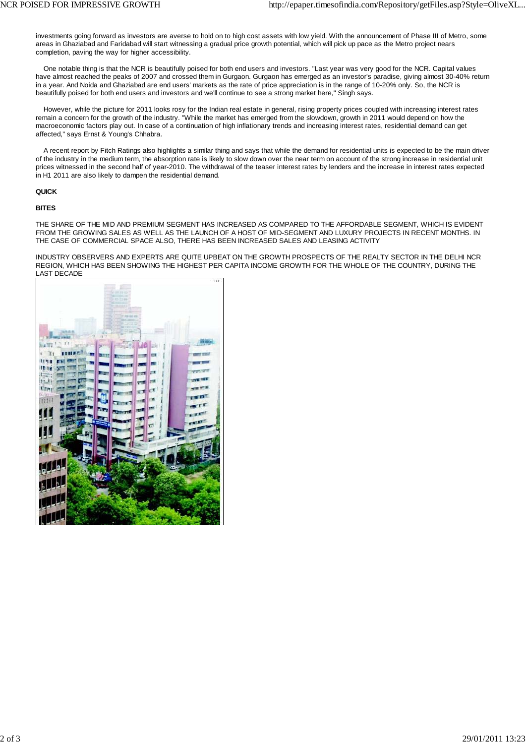investments going forward as investors are averse to hold on to high cost assets with low yield. With the announcement of Phase III of Metro, some areas in Ghaziabad and Faridabad will start witnessing a gradual price growth potential, which will pick up pace as the Metro project nears completion, paving the way for higher accessibility.

One notable thing is that the NCR is beautifully poised for both end users and investors. "Last year was very good for the NCR. Capital values have almost reached the peaks of 2007 and crossed them in Gurgaon. Gurgaon has emerged as an investor's paradise, giving almost 30-40% return in a year. And Noida and Ghaziabad are end users' markets as the rate of price appreciation is in the range of 10-20% only. So, the NCR is beautifully poised for both end users and investors and we'll continue to see a strong market here," Singh says.

However, while the picture for 2011 looks rosy for the Indian real estate in general, rising property prices coupled with increasing interest rates remain a concern for the growth of the industry. "While the market has emerged from the slowdown, growth in 2011 would depend on how the macroeconomic factors play out. In case of a continuation of high inflationary trends and increasing interest rates, residential demand can get affected," says Ernst & Young's Chhabra.

A recent report by Fitch Ratings also highlights a similar thing and says that while the demand for residential units is expected to be the main driver of the industry in the medium term, the absorption rate is likely to slow down over the near term on account of the strong increase in residential unit prices witnessed in the second half of year-2010. The withdrawal of the teaser interest rates by lenders and the increase in interest rates expected in H1 2011 are also likely to dampen the residential demand.

**QUICK**

**BITES**

THE SHARE OF THE MID AND PREMIUM SEGMENT HAS INCREASED AS COMPARED TO THE AFFORDABLE SEGMENT, WHICH IS EVIDENT FROM THE GROWING SALES AS WELL AS THE LAUNCH OF A HOST OF MID-SEGMENT AND LUXURY PROJECTS IN RECENT MONTHS. IN THE CASE OF COMMERCIAL SPACE ALSO, THERE HAS BEEN INCREASED SALES AND LEASING ACTIVITY

INDUSTRY OBSERVERS AND EXPERTS ARE QUITE UPBEAT ON THE GROWTH PROSPECTS OF THE REALTY SECTOR IN THE DELHI NCR REGION, WHICH HAS BEEN SHOWING THE HIGHEST PER CAPITA INCOME GROWTH FOR THE WHOLE OF THE COUNTRY, DURING THE LAST DECADE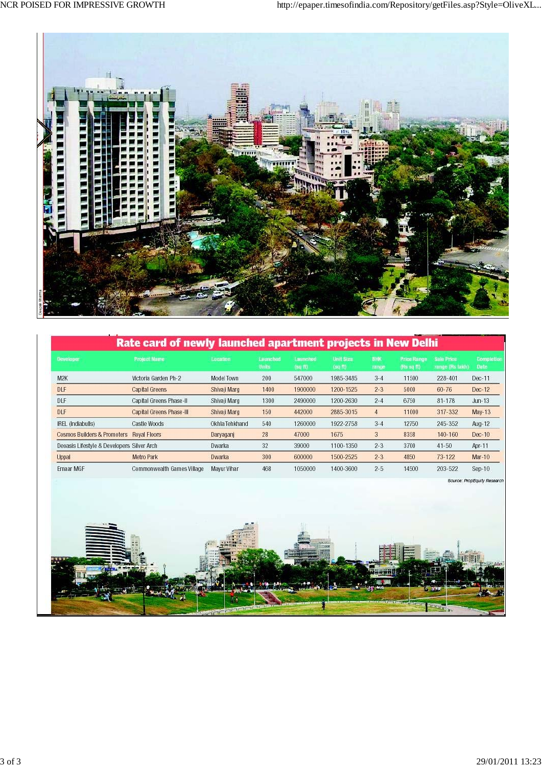## Rate card of newly launched apartment projects in New Delhi

| Developer | Project Name | Location | Launched Units | Launched (sq ft) | Unit Size (sq ft) | BHK range | Price Range (Rs sq ft) | Sale Price range (Rs lakh) | Completion Date |
|---|---|---|---|---|---|---|---|---|---|
| M2K | Victoria Garden Ph-2 | Model Town | 200 | 547000 | 1985-3485 | 3-4 | 11500 | 228-401 | Dec-11 |
| DLF | Capital Greens | Shivaji Marg | 1400 | 1900000 | 1200-1525 | 2-3 | 5000 | 60-76 | Dec-12 |
| DLF | Capital Greens Phase-II | Shivaji Marg | 1300 | 2490000 | 1200-2630 | 2-4 | 6750 | 81-178 | Jun-13 |
| DLF | Capital Greens Phase-III | Shivaji Marg | 150 | 442000 | 2885-3015 | 4 | 11000 | 317-332 | May-13 |
| IREL (Indiabulls) | Castle Woods | Okhla Tehkhand | 540 | 1260000 | 1922-2758 | 3-4 | 12750 | 245-352 | Aug-12 |
| Cosmos Builders & Promoters | Royal Floors | Daryaganj | 28 | 47000 | 1675 | 3 | 8358 | 140-160 | Dec-10 |
| Deoasis Lifestyle & Developers | Silver Arch | Dwarka | 32 | 39000 | 1100-1350 | 2-3 | 3700 | 41-50 | Apr-11 |
| Uppal | Metro Park | Dwarka | 300 | 600000 | 1500-2525 | 2-3 | 4850 | 73-122 | Mar-10 |
| Emaar MGF | Commonwealth Games Village | Mayur Vihar | 468 | 1050000 | 1400-3600 | 2-5 | 14500 | 203-522 | Sep-10 |

*Source: PropEquity Research*